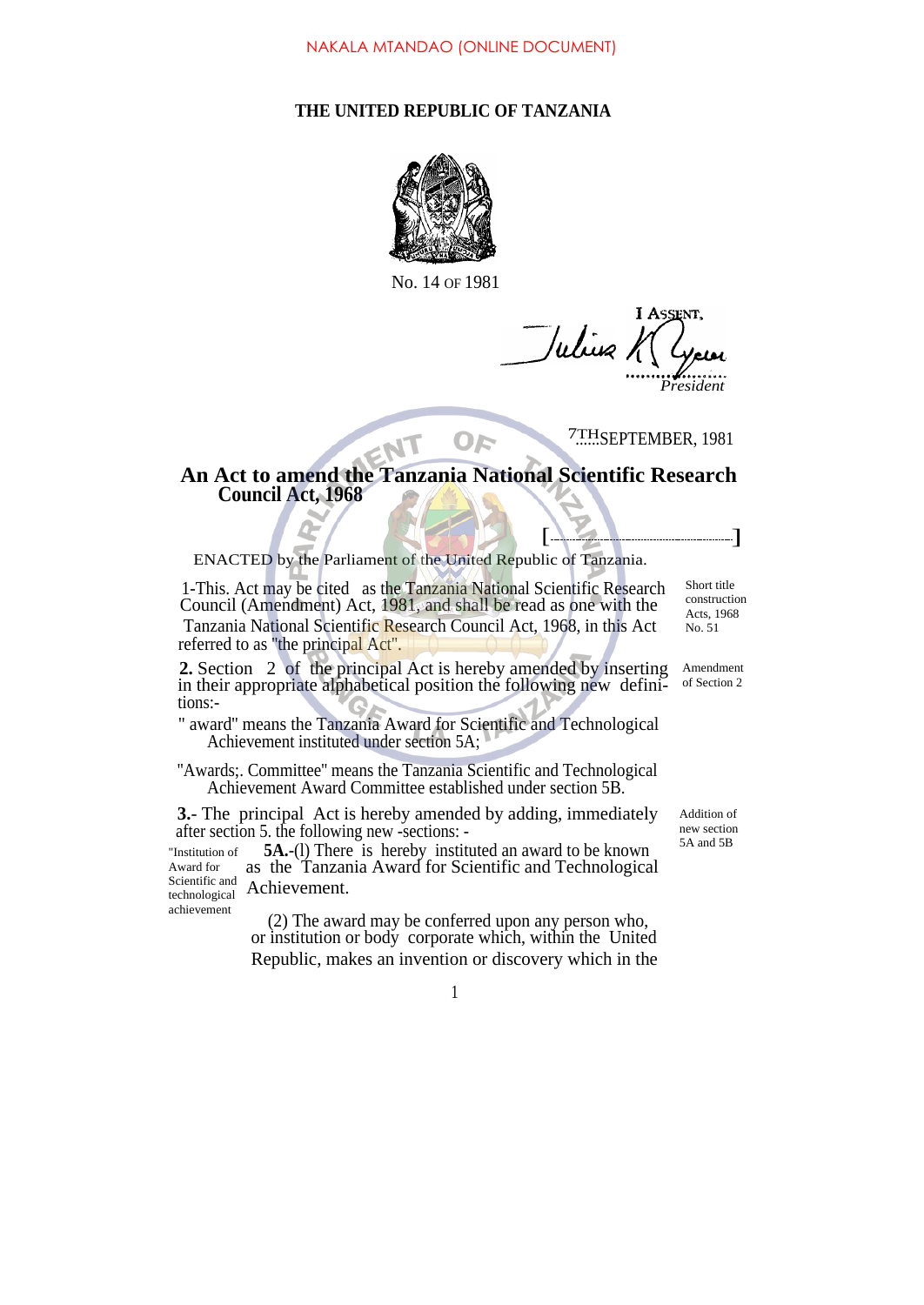NAKALA MTANDAO (ONLINE DOCUMENT)

# THE UNITED REPUBLIC OF TANZANIA

No. 14 OF 1981

I ASSENT,

Julius K. Nyerere

*President*

7TH SEPTEMBER, 1981

## An Act to amend the Tanzania National Scientific Research Council Act, 1968

[.................................]

ENACTED by the Parliament of the United Republic of Tanzania.

Short title construction Acts, 1968 No. 51

1-This. Act may be cited as the Tanzania National Scientific Research Council (Amendment) Act, 1981, and shall be read as one with the Tanzania National Scientific Research Council Act, 1968, in this Act referred to as "the principal Act".

Amendment of Section 2

**2.** Section 2 of the principal Act is hereby amended by inserting in their appropriate alphabetical position the following new definitions:-

" award" means the Tanzania Award for Scientific and Technological Achievement instituted under section 5A;

"Awards;. Committee" means the Tanzania Scientific and Technological Achievement Award Committee established under section 5B.

Addition of new section 5A and 5B

**3.**- The principal Act is hereby amended by adding, immediately after section 5. the following new -sections: -

"Institution of Award for Scientific and technological achievement

**5A.**-(l) There is hereby instituted an award to be known as the Tanzania Award for Scientific and Technological Achievement.

(2) The award may be conferred upon any person who, or institution or body corporate which, within the United Republic, makes an invention or discovery which in the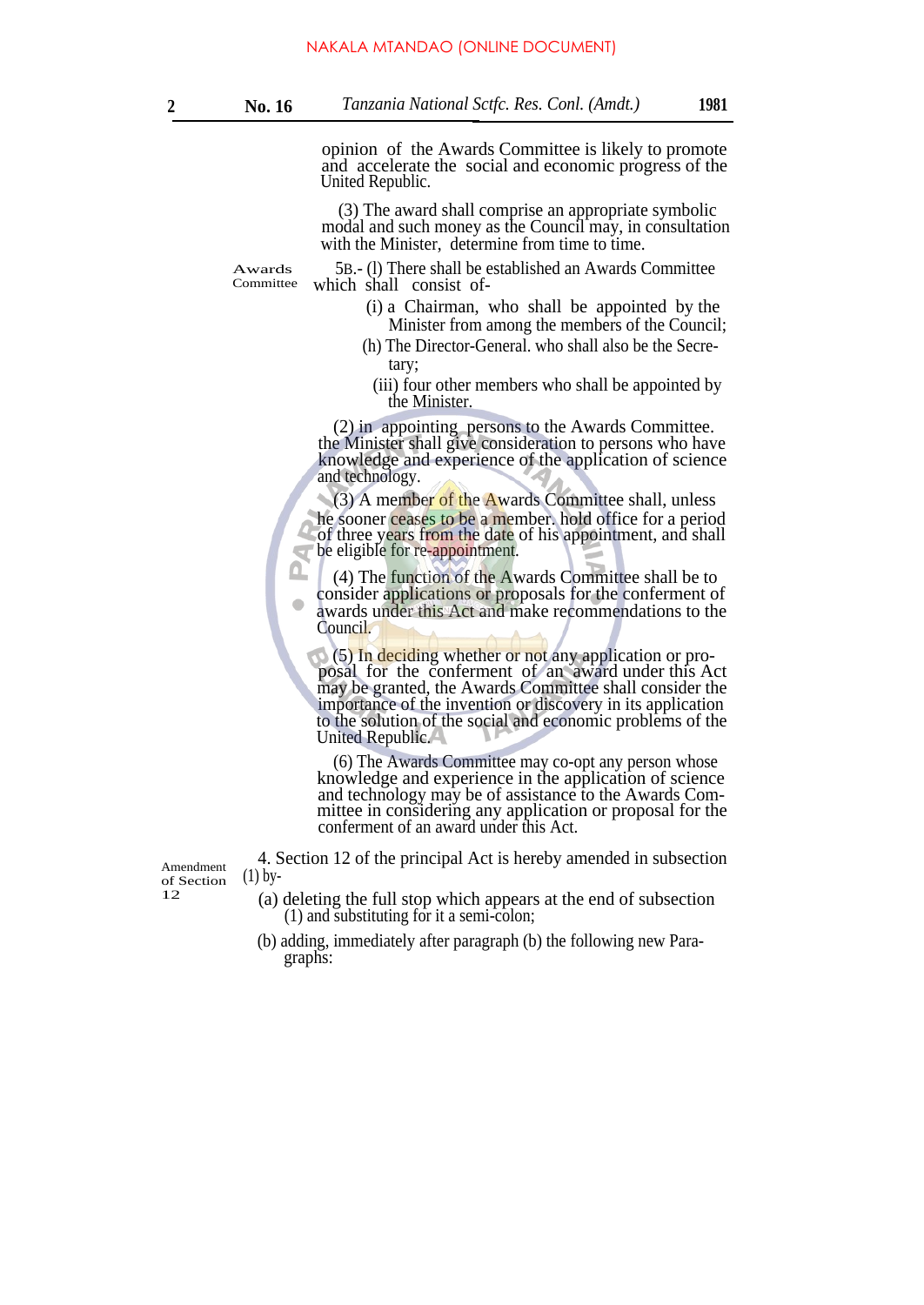opinion of the Awards Committee is likely to promote and accelerate the social and economic progress of the United Republic.

(3) The award shall comprise an appropriate symbolic modal and such money as the Council may, in consultation with the Minister, determine from time to time.

Awards Committee

5B.- (l) There shall be established an Awards Committee which shall consist of-

(i) a Chairman, who shall be appointed by the Minister from among the members of the Council;

(h) The Director-General. who shall also be the Secretary;

(iii) four other members who shall be appointed by the Minister.

(2) in appointing persons to the Awards Committee. the Minister shall give consideration to persons who have knowledge and experience of the application of science and technology.

(3) A member of the Awards Committee shall, unless he sooner ceases to be a member. hold office for a period of three years from the date of his appointment, and shall be eligible for re-appointment.

(4) The function of the Awards Committee shall be to consider applications or proposals for the conferment of awards under this Act and make recommendations to the Council.

(5) In deciding whether or not any application or proposal for the conferment of an award under this Act may be granted, the Awards Committee shall consider the importance of the invention or discovery in its application to the solution of the social and economic problems of the United Republic.

(6) The Awards Committee may co-opt any person whose knowledge and experience in the application of science and technology may be of assistance to the Awards Committee in considering any application or proposal for the conferment of an award under this Act.

Amendment of Section 12

4. Section 12 of the principal Act is hereby amended in subsection (1) by-

(a) deleting the full stop which appears at the end of subsection (1) and substituting for it a semi-colon;

(b) adding, immediately after paragraph (b) the following new Paragraphs: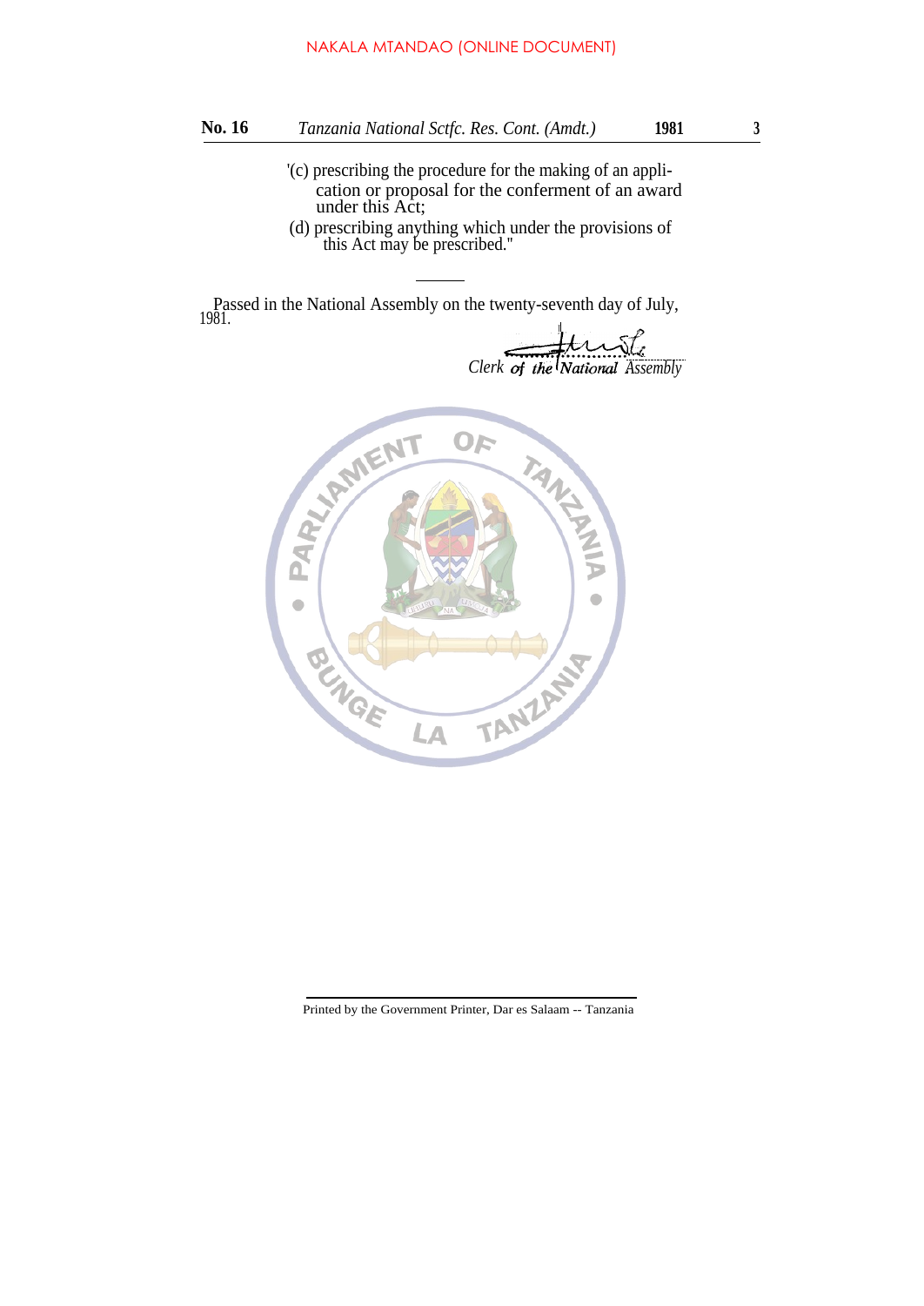'(c) prescribing the procedure for the making of an application or proposal for the conferment of an award under this Act;

(d) prescribing anything which under the provisions of this Act may be prescribed."

Passed in the National Assembly on the twenty-seventh day of July, 1981.

*Clerk of the National Assembly*

Printed by the Government Printer, Dar es Salaam -- Tanzania